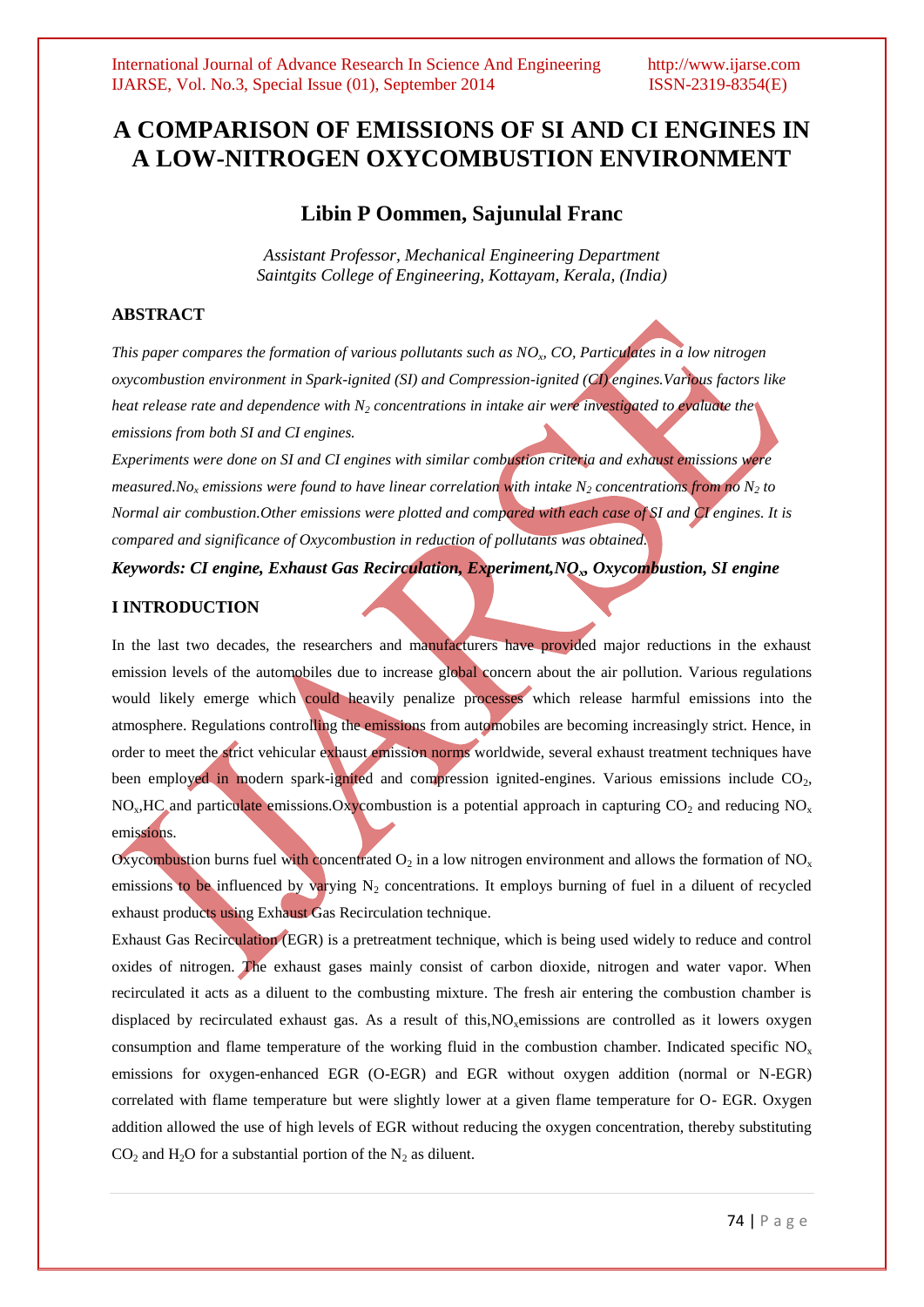# A COMPARISON OF EMISSIONS OF SI AND CI ENGINES IN A LOW-NITROGEN OXYCOMBUSTION ENVIRONMENT

## Libin P Oommen, Sajunulal Franc

*Assistant Professor, Mechanical Engineering Department*
*Saintgits College of Engineering, Kottayam, Kerala, (India)*

### ABSTRACT

*This paper compares the formation of various pollutants such as $NO_x$, CO, Particulates in a low nitrogen oxycombustion environment in Spark-ignited (SI) and Compression-ignited (CI) engines.Various factors like heat release rate and dependence with $N_2$ concentrations in intake air were investigated to evaluate the emissions from both SI and CI engines.*

*Experiments were done on SI and CI engines with similar combustion criteria and exhaust emissions were measured.$No_x$ emissions were found to have linear correlation with intake $N_2$ concentrations from no $N_2$ to Normal air combustion.Other emissions were plotted and compared with each case of SI and CI engines. It is compared and significance of Oxycombustion in reduction of pollutants was obtained.*

***Keywords: CI engine, Exhaust Gas Recirculation, Experiment,$NO_x$, Oxycombustion, SI engine***

### I INTRODUCTION

In the last two decades, the researchers and manufacturers have provided major reductions in the exhaust emission levels of the automobiles due to increase global concern about the air pollution. Various regulations would likely emerge which could heavily penalize processes which release harmful emissions into the atmosphere. Regulations controlling the emissions from automobiles are becoming increasingly strict. Hence, in order to meet the strict vehicular exhaust emission norms worldwide, several exhaust treatment techniques have been employed in modern spark-ignited and compression ignited-engines. Various emissions include $CO_2$, $NO_x$,HC and particulate emissions.Oxycombustion is a potential approach in capturing $CO_2$ and reducing $NO_x$ emissions.

Oxycombustion burns fuel with concentrated $O_2$ in a low nitrogen environment and allows the formation of $NO_x$ emissions to be influenced by varying $N_2$ concentrations. It employs burning of fuel in a diluent of recycled exhaust products using Exhaust Gas Recirculation technique.

Exhaust Gas Recirculation (EGR) is a pretreatment technique, which is being used widely to reduce and control oxides of nitrogen. The exhaust gases mainly consist of carbon dioxide, nitrogen and water vapor. When recirculated it acts as a diluent to the combusting mixture. The fresh air entering the combustion chamber is displaced by recirculated exhaust gas. As a result of this,$NO_x$emissions are controlled as it lowers oxygen consumption and flame temperature of the working fluid in the combustion chamber. Indicated specific $NO_x$ emissions for oxygen-enhanced EGR (O-EGR) and EGR without oxygen addition (normal or N-EGR) correlated with flame temperature but were slightly lower at a given flame temperature for O- EGR. Oxygen addition allowed the use of high levels of EGR without reducing the oxygen concentration, thereby substituting $CO_2$ and $H_2O$ for a substantial portion of the $N_2$ as diluent.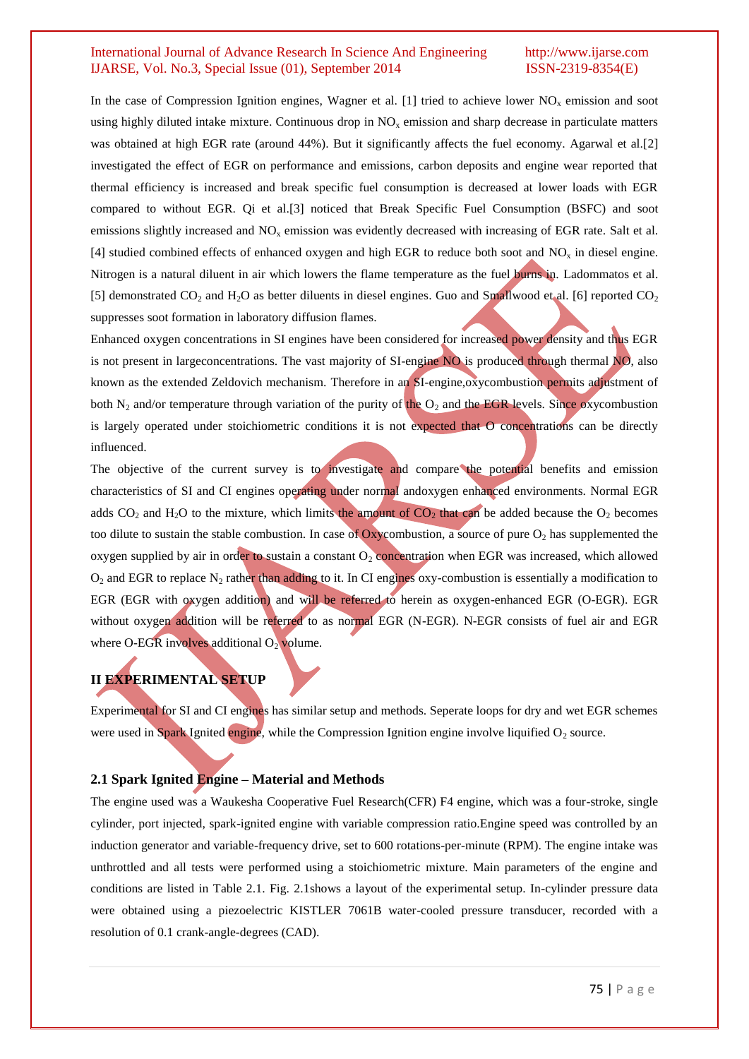In the case of Compression Ignition engines, Wagner et al. [1] tried to achieve lower $NO_x$ emission and soot using highly diluted intake mixture. Continuous drop in $NO_x$ emission and sharp decrease in particulate matters was obtained at high EGR rate (around 44%). But it significantly affects the fuel economy. Agarwal et al.[2] investigated the effect of EGR on performance and emissions, carbon deposits and engine wear reported that thermal efficiency is increased and break specific fuel consumption is decreased at lower loads with EGR compared to without EGR. Qi et al.[3] noticed that Break Specific Fuel Consumption (BSFC) and soot emissions slightly increased and $NO_x$ emission was evidently decreased with increasing of EGR rate. Salt et al. [4] studied combined effects of enhanced oxygen and high EGR to reduce both soot and $NO_x$ in diesel engine. Nitrogen is a natural diluent in air which lowers the flame temperature as the fuel burns in. Ladommatos et al. [5] demonstrated $CO_2$ and $H_2O$ as better diluents in diesel engines. Guo and Smallwood et al. [6] reported $CO_2$ suppresses soot formation in laboratory diffusion flames.

Enhanced oxygen concentrations in SI engines have been considered for increased power density and thus EGR is not present in largeconcentrations. The vast majority of SI-engine NO is produced through thermal NO, also known as the extended Zeldovich mechanism. Therefore in an SI-engine,oxycombustion permits adjustment of both $N_2$ and/or temperature through variation of the purity of the $O_2$ and the EGR levels. Since oxycombustion is largely operated under stoichiometric conditions it is not expected that O concentrations can be directly influenced.

The objective of the current survey is to investigate and compare the potential benefits and emission characteristics of SI and CI engines operating under normal andoxygen enhanced environments. Normal EGR adds $CO_2$ and $H_2O$ to the mixture, which limits the amount of $CO_2$ that can be added because the $O_2$ becomes too dilute to sustain the stable combustion. In case of Oxycombustion, a source of pure $O_2$ has supplemented the oxygen supplied by air in order to sustain a constant $O_2$ concentration when EGR was increased, which allowed $O_2$ and EGR to replace $N_2$ rather than adding to it. In CI engines oxy-combustion is essentially a modification to EGR (EGR with oxygen addition) and will be referred to herein as oxygen-enhanced EGR (O-EGR). EGR without oxygen addition will be referred to as normal EGR (N-EGR). N-EGR consists of fuel air and EGR where O-EGR involves additional $O_2$ volume.

## II EXPERIMENTAL SETUP

Experimental for SI and CI engines has similar setup and methods. Seperate loops for dry and wet EGR schemes were used in Spark Ignited engine, while the Compression Ignition engine involve liquified $O_2$ source.

### 2.1 Spark Ignited Engine – Material and Methods

The engine used was a Waukesha Cooperative Fuel Research(CFR) F4 engine, which was a four-stroke, single cylinder, port injected, spark-ignited engine with variable compression ratio.Engine speed was controlled by an induction generator and variable-frequency drive, set to 600 rotations-per-minute (RPM). The engine intake was unthrottled and all tests were performed using a stoichiometric mixture. Main parameters of the engine and conditions are listed in Table 2.1. Fig. 2.1shows a layout of the experimental setup. In-cylinder pressure data were obtained using a piezoelectric KISTLER 7061B water-cooled pressure transducer, recorded with a resolution of 0.1 crank-angle-degrees (CAD).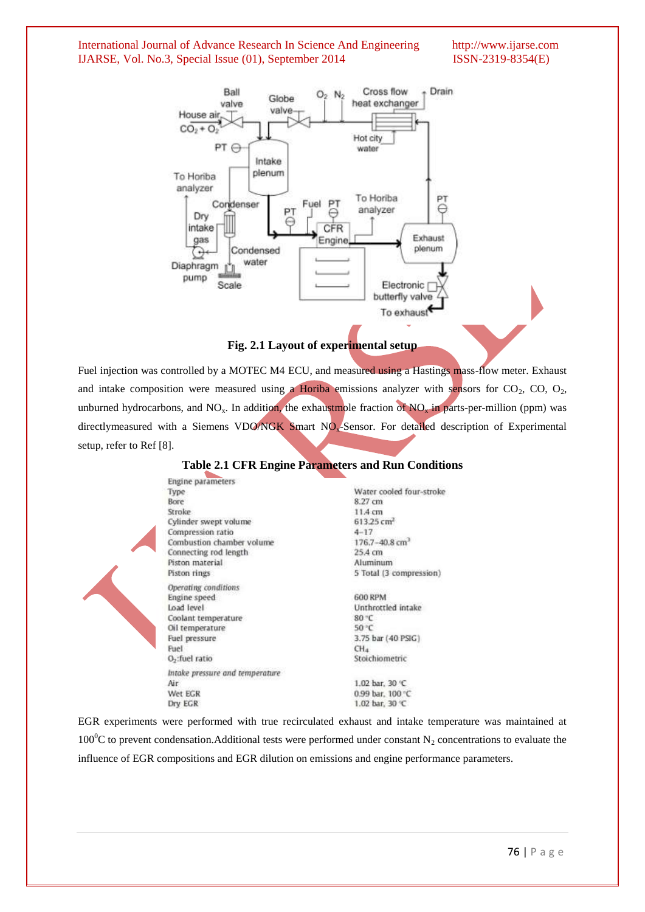**Fig. 2.1 Layout of experimental setup**

Fuel injection was controlled by a MOTEC M4 ECU, and measured using a Hastings mass-flow meter. Exhaust and intake composition were measured using a Horiba emissions analyzer with sensors for $CO_2$, CO, $O_2$, unburned hydrocarbons, and $NO_x$. In addition, the exhaustmole fraction of $NO_x$ in parts-per-million (ppm) was directlymeasured with a Siemens VDO/NGK Smart $NO_x$-Sensor. For detailed description of Experimental setup, refer to Ref [8].

**Table 2.1 CFR Engine Parameters and Run Conditions**

| Engine parameters | |
|---|---|
| Type | Water cooled four-stroke |
| Bore | 8.27 cm |
| Stroke | 11.4 cm |
| Cylinder swept volume | 613.25 $cm^3$ |
| Compression ratio | 4–17 |
| Combustion chamber volume | 176.7–40.8 $cm^3$ |
| Connecting rod length | 25.4 cm |
| Piston material | Aluminum |
| Piston rings | 5 Total (3 compression) |
| *Operating conditions* | |
| Engine speed | 600 RPM |
| Load level | Unthrottled intake |
| Coolant temperature | 80 °C |
| Oil temperature | 50 °C |
| Fuel pressure | 3.75 bar (40 PSIG) |
| Fuel | $CH_4$ |
| $O_2$:fuel ratio | Stoichiometric |
| *Intake pressure and temperature* | |
| Air | 1.02 bar, 30 °C |
| Wet EGR | 0.99 bar, 100 °C |
| Dry EGR | 1.02 bar, 30 °C |

EGR experiments were performed with true recirculated exhaust and intake temperature was maintained at $100^0$C to prevent condensation.Additional tests were performed under constant $N_2$ concentrations to evaluate the influence of EGR compositions and EGR dilution on emissions and engine performance parameters.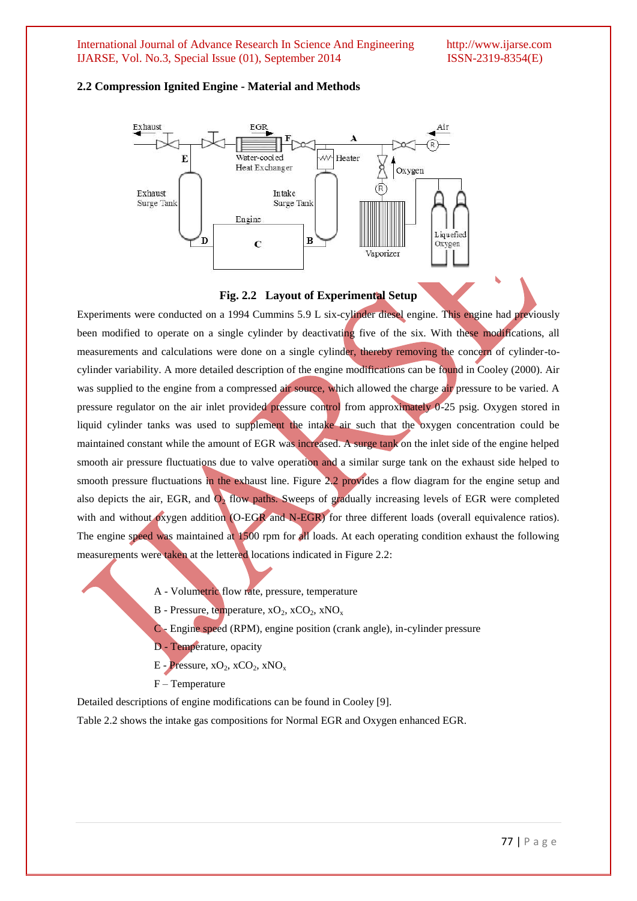### 2.2 Compression Ignited Engine - Material and Methods

**Fig. 2.2 Layout of Experimental Setup**

Experiments were conducted on a 1994 Cummins 5.9 L six-cylinder diesel engine. This engine had previously been modified to operate on a single cylinder by deactivating five of the six. With these modifications, all measurements and calculations were done on a single cylinder, thereby removing the concern of cylinder-to-cylinder variability. A more detailed description of the engine modifications can be found in Cooley (2000). Air was supplied to the engine from a compressed air source, which allowed the charge air pressure to be varied. A pressure regulator on the air inlet provided pressure control from approximately 0-25 psig. Oxygen stored in liquid cylinder tanks was used to supplement the intake air such that the oxygen concentration could be maintained constant while the amount of EGR was increased. A surge tank on the inlet side of the engine helped smooth air pressure fluctuations due to valve operation and a similar surge tank on the exhaust side helped to smooth pressure fluctuations in the exhaust line. Figure 2.2 provides a flow diagram for the engine setup and also depicts the air, EGR, and $O_2$ flow paths. Sweeps of gradually increasing levels of EGR were completed with and without oxygen addition (O-EGR and N-EGR) for three different loads (overall equivalence ratios). The engine speed was maintained at 1500 rpm for all loads. At each operating condition exhaust the following measurements were taken at the lettered locations indicated in Figure 2.2:

- A - Volumetric flow rate, pressure, temperature
- B - Pressure, temperature, $xO_2$, $xCO_2$, $xNO_x$
- C - Engine speed (RPM), engine position (crank angle), in-cylinder pressure
- D - Temperature, opacity
- E - Pressure, $xO_2$, $xCO_2$, $xNO_x$
- F – Temperature

Detailed descriptions of engine modifications can be found in Cooley [9].

Table 2.2 shows the intake gas compositions for Normal EGR and Oxygen enhanced EGR.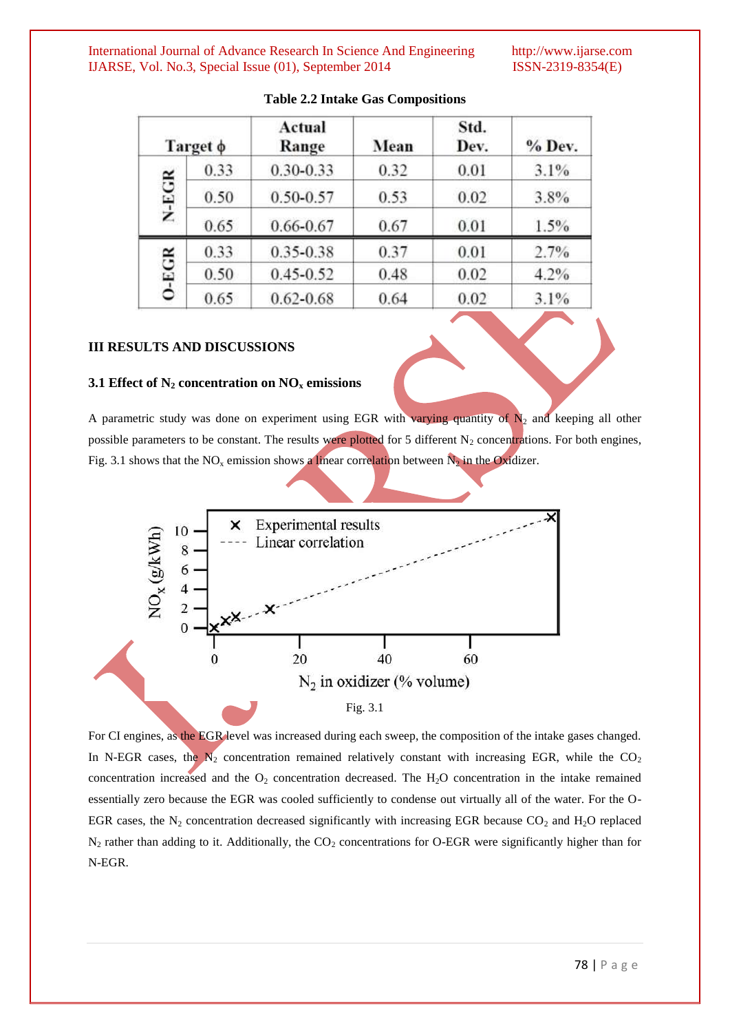**Table 2.2 Intake Gas Compositions**

| | Target φ | Actual Range | Mean | Std. Dev. | % Dev. |
|---|---|---|---|---|---|
| N-EGR | 0.33 | 0.30-0.33 | 0.32 | 0.01 | 3.1% |
| | 0.50 | 0.50-0.57 | 0.53 | 0.02 | 3.8% |
| | 0.65 | 0.66-0.67 | 0.67 | 0.01 | 1.5% |
| O-EGR | 0.33 | 0.35-0.38 | 0.37 | 0.01 | 2.7% |
| | 0.50 | 0.45-0.52 | 0.48 | 0.02 | 4.2% |
| | 0.65 | 0.62-0.68 | 0.64 | 0.02 | 3.1% |

## III RESULTS AND DISCUSSIONS

### 3.1 Effect of $N_2$ concentration on $NO_x$ emissions

A parametric study was done on experiment using EGR with varying quantity of $N_2$ and keeping all other possible parameters to be constant. The results were plotted for 5 different $N_2$ concentrations. For both engines, Fig. 3.1 shows that the $NO_x$ emission shows a linear correlation between $N_2$ in the Oxidizer.

Fig. 3.1

For CI engines, as the EGR level was increased during each sweep, the composition of the intake gases changed. In N-EGR cases, the $N_2$ concentration remained relatively constant with increasing EGR, while the $CO_2$ concentration increased and the $O_2$ concentration decreased. The $H_2O$ concentration in the intake remained essentially zero because the EGR was cooled sufficiently to condense out virtually all of the water. For the O-EGR cases, the $N_2$ concentration decreased significantly with increasing EGR because $CO_2$ and $H_2O$ replaced $N_2$ rather than adding to it. Additionally, the $CO_2$ concentrations for O-EGR were significantly higher than for N-EGR.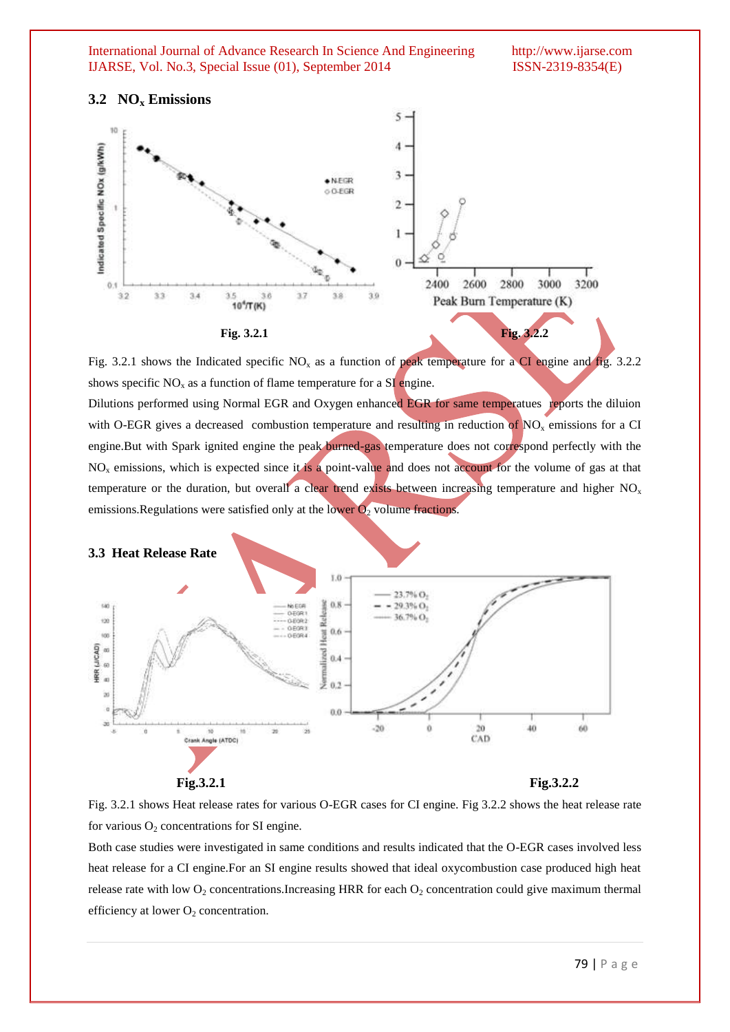### 3.2 $NO_x$ Emissions

Fig. 3.2.1

Fig. 3.2.2

Fig. 3.2.1 shows the Indicated specific $NO_x$ as a function of peak temperature for a CI engine and fig. 3.2.2 shows specific $NO_x$ as a function of flame temperature for a SI engine.

Dilutions performed using Normal EGR and Oxygen enhanced EGR for same temperatues reports the diluion with O-EGR gives a decreased combustion temperature and resulting in reduction of $NO_x$ emissions for a CI engine.But with Spark ignited engine the peak burned-gas temperature does not correspond perfectly with the $NO_x$ emissions, which is expected since it is a point-value and does not account for the volume of gas at that temperature or the duration, but overall a clear trend exists between increasing temperature and higher $NO_x$ emissions.Regulations were satisfied only at the lower $O_2$ volume fractions.

### 3.3 Heat Release Rate

Fig.3.2.1

Fig.3.2.2

Fig. 3.2.1 shows Heat release rates for various O-EGR cases for CI engine. Fig 3.2.2 shows the heat release rate for various $O_2$ concentrations for SI engine.

Both case studies were investigated in same conditions and results indicated that the O-EGR cases involved less heat release for a CI engine.For an SI engine results showed that ideal oxycombustion case produced high heat release rate with low $O_2$ concentrations.Increasing HRR for each $O_2$ concentration could give maximum thermal efficiency at lower $O_2$ concentration.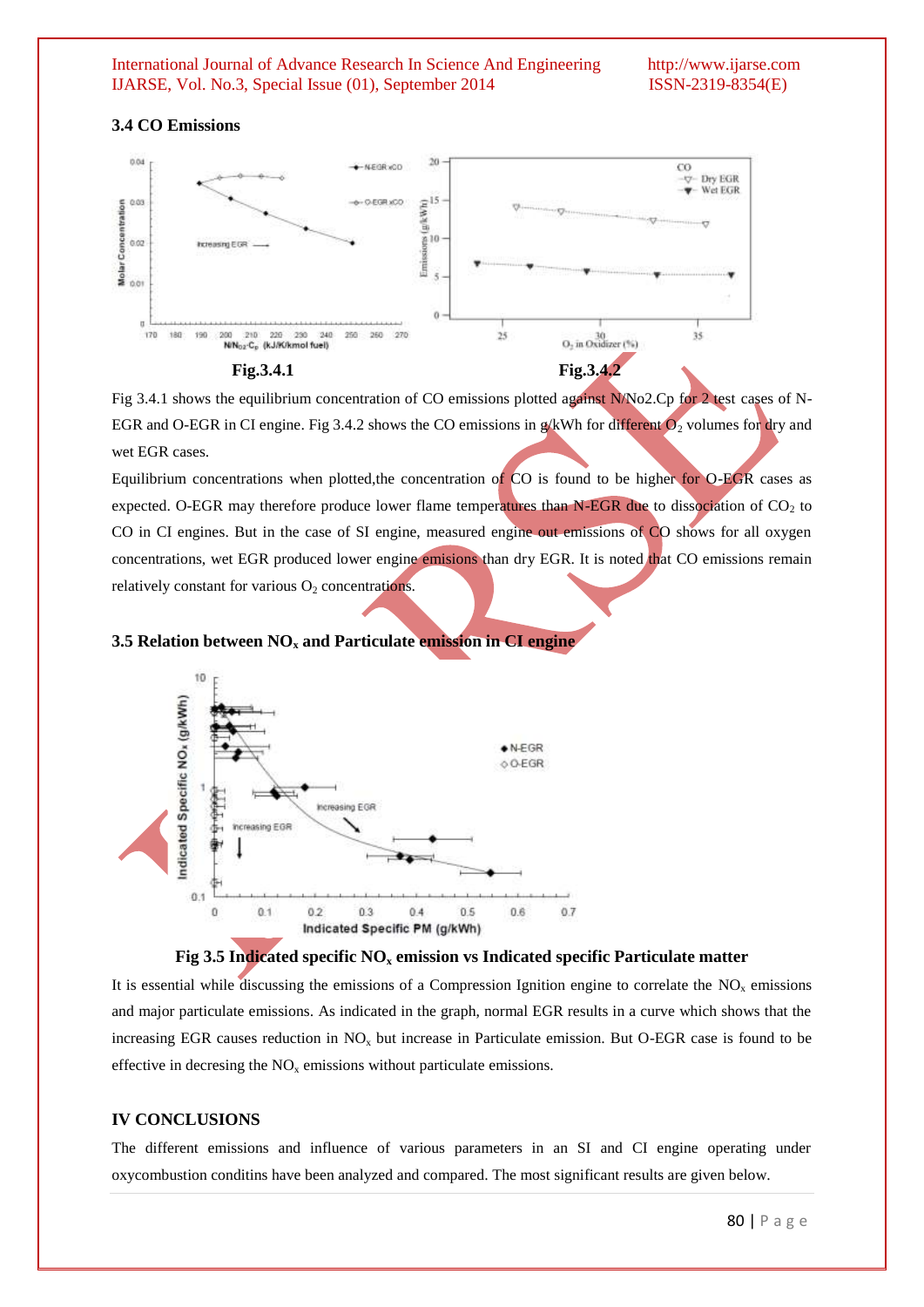### 3.4 CO Emissions

Fig.3.4.1 Fig.3.4.2

Fig 3.4.1 shows the equilibrium concentration of CO emissions plotted against N/No2.Cp for 2 test cases of N-EGR and O-EGR in CI engine. Fig 3.4.2 shows the CO emissions in g/kWh for different $O_2$ volumes for dry and wet EGR cases.

Equilibrium concentrations when plotted,the concentration of CO is found to be higher for O-EGR cases as expected. O-EGR may therefore produce lower flame temperatures than N-EGR due to dissociation of $CO_2$ to CO in CI engines. But in the case of SI engine, measured engine out emissions of CO shows for all oxygen concentrations, wet EGR produced lower engine emisions than dry EGR. It is noted that CO emissions remain relatively constant for various $O_2$ concentrations.

### 3.5 Relation between $NO_x$ and Particulate emission in CI engine

**Fig 3.5 Indicated specific $NO_x$ emission vs Indicated specific Particulate matter**

It is essential while discussing the emissions of a Compression Ignition engine to correlate the $NO_x$ emissions and major particulate emissions. As indicated in the graph, normal EGR results in a curve which shows that the increasing EGR causes reduction in $NO_x$ but increase in Particulate emission. But O-EGR case is found to be effective in decresing the $NO_x$ emissions without particulate emissions.

## IV CONCLUSIONS

The different emissions and influence of various parameters in an SI and CI engine operating under oxycombustion conditins have been analyzed and compared. The most significant results are given below.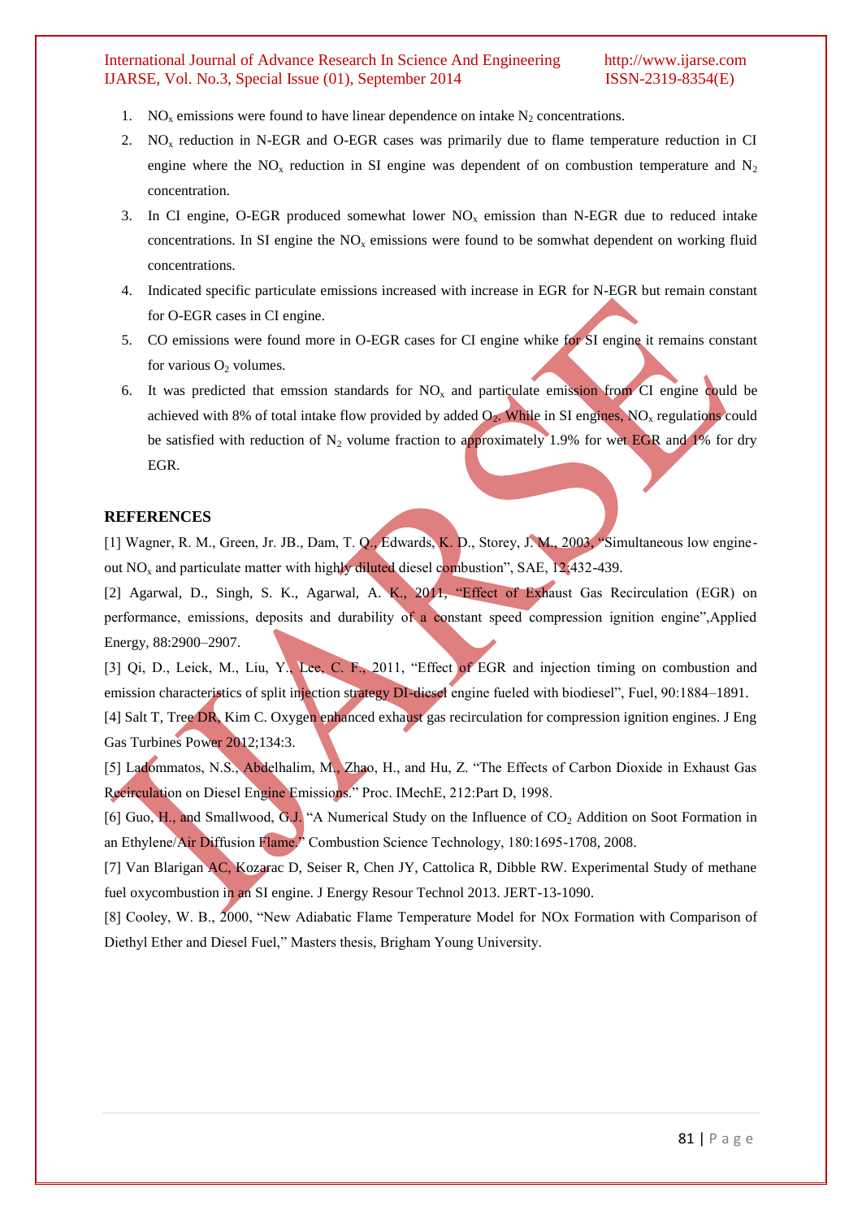1. $NO_x$ emissions were found to have linear dependence on intake $N_2$ concentrations.
2. $NO_x$ reduction in N-EGR and O-EGR cases was primarily due to flame temperature reduction in CI engine where the $NO_x$ reduction in SI engine was dependent of on combustion temperature and $N_2$ concentration.
3. In CI engine, O-EGR produced somewhat lower $NO_x$ emission than N-EGR due to reduced intake concentrations. In SI engine the $NO_x$ emissions were found to be somwhat dependent on working fluid concentrations.
4. Indicated specific particulate emissions increased with increase in EGR for N-EGR but remain constant for O-EGR cases in CI engine.
5. CO emissions were found more in O-EGR cases for CI engine whike for SI engine it remains constant for various $O_2$ volumes.
6. It was predicted that emssion standards for $NO_x$ and particulate emission from CI engine could be achieved with 8% of total intake flow provided by added $O_2$. While in SI engines, $NO_x$ regulations could be satisfied with reduction of $N_2$ volume fraction to approximately 1.9% for wet EGR and 1% for dry EGR.

## REFERENCES

[1] Wagner, R. M., Green, Jr. JB., Dam, T. Q., Edwards, K. D., Storey, J. M., 2003, "Simultaneous low engine-out $NO_x$ and particulate matter with highly diluted diesel combustion", SAE, 12:432-439.

[2] Agarwal, D., Singh, S. K., Agarwal, A. K., 2011, "Effect of Exhaust Gas Recirculation (EGR) on performance, emissions, deposits and durability of a constant speed compression ignition engine",Applied Energy, 88:2900–2907.

[3] Qi, D., Leick, M., Liu, Y., Lee, C. F., 2011, "Effect of EGR and injection timing on combustion and emission characteristics of split injection strategy DI-diesel engine fueled with biodiesel", Fuel, 90:1884–1891.

[4] Salt T, Tree DR, Kim C. Oxygen enhanced exhaust gas recirculation for compression ignition engines. J Eng Gas Turbines Power 2012;134:3.

[5] Ladommatos, N.S., Abdelhalim, M., Zhao, H., and Hu, Z. "The Effects of Carbon Dioxide in Exhaust Gas Recirculation on Diesel Engine Emissions." Proc. IMechE, 212:Part D, 1998.

[6] Guo, H., and Smallwood, G.J. "A Numerical Study on the Influence of $CO_2$ Addition on Soot Formation in an Ethylene/Air Diffusion Flame." Combustion Science Technology, 180:1695-1708, 2008.

[7] Van Blarigan AC, Kozarac D, Seiser R, Chen JY, Cattolica R, Dibble RW. Experimental Study of methane fuel oxycombustion in an SI engine. J Energy Resour Technol 2013. JERT-13-1090.

[8] Cooley, W. B., 2000, "New Adiabatic Flame Temperature Model for NOx Formation with Comparison of Diethyl Ether and Diesel Fuel," Masters thesis, Brigham Young University.